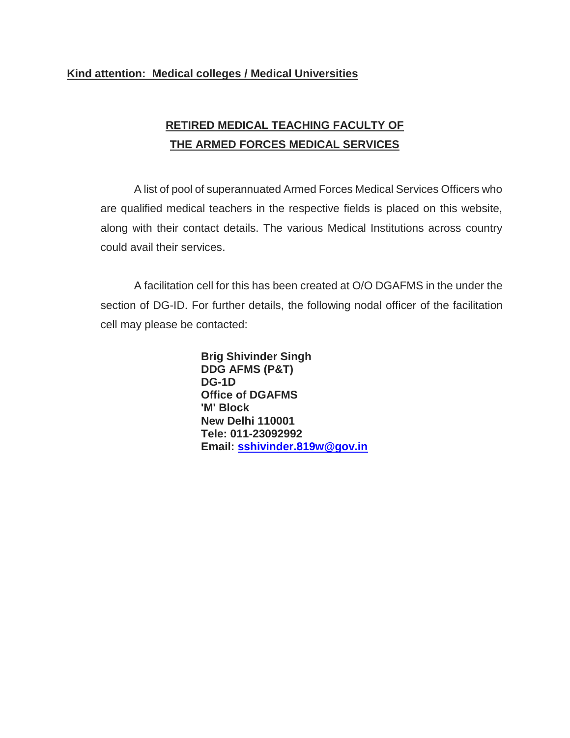**Kind attention: Medical colleges / Medical Universities**

## RETIRED MEDICAL TEACHING FACULTY OF THE ARMED FORCES MEDICAL SERVICES

A list of pool of superannuated Armed Forces Medical Services Officers who are qualified medical teachers in the respective fields is placed on this website, along with their contact details. The various Medical Institutions across country could avail their services.

A facilitation cell for this has been created at O/O DGAFMS in the under the section of DG-ID. For further details, the following nodal officer of the facilitation cell may please be contacted:

**Brig Shivinder Singh**
**DDG AFMS (P&T)**
**DG-1D**
**Office of DGAFMS**
**'M' Block**
**New Delhi 110001**
**Tele: 011-23092992**
**Email: sshivinder.819w@gov.in**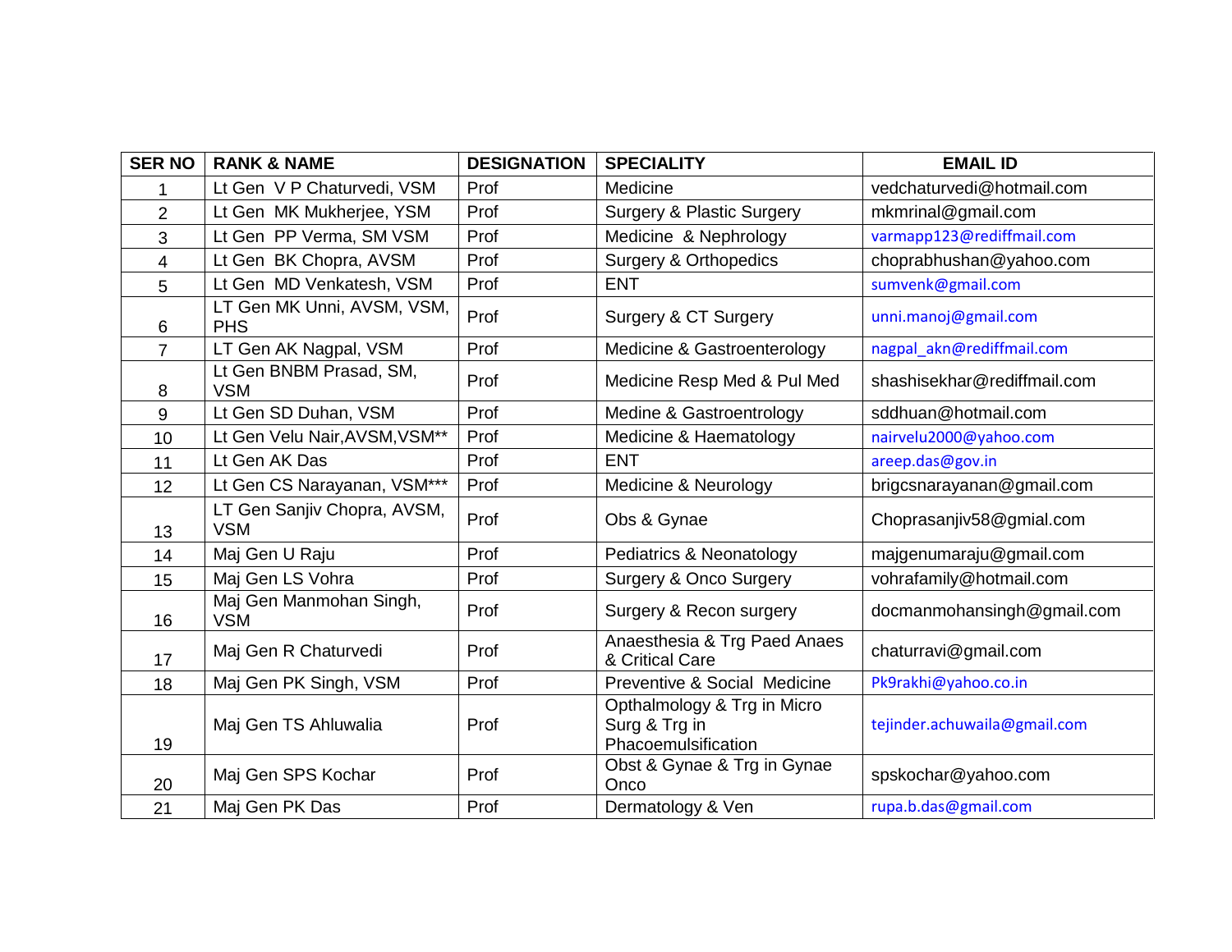| SER NO | RANK & NAME | DESIGNATION | SPECIALITY | EMAIL ID |
|---|---|---|---|---|
| 1 | Lt Gen V P Chaturvedi, VSM | Prof | Medicine | vedchaturvedi@hotmail.com |
| 2 | Lt Gen MK Mukherjee, YSM | Prof | Surgery & Plastic Surgery | mkmrinal@gmail.com |
| 3 | Lt Gen PP Verma, SM VSM | Prof | Medicine & Nephrology | varmapp123@rediffmail.com |
| 4 | Lt Gen BK Chopra, AVSM | Prof | Surgery & Orthopedics | choprabhushan@yahoo.com |
| 5 | Lt Gen MD Venkatesh, VSM | Prof | ENT | sumvenk@gmail.com |
| 6 | LT Gen MK Unni, AVSM, VSM, PHS | Prof | Surgery & CT Surgery | unni.manoj@gmail.com |
| 7 | LT Gen AK Nagpal, VSM | Prof | Medicine & Gastroenterology | nagpal_akn@rediffmail.com |
| 8 | Lt Gen BNBM Prasad, SM, VSM | Prof | Medicine Resp Med & Pul Med | shashisekhar@rediffmail.com |
| 9 | Lt Gen SD Duhan, VSM | Prof | Medine & Gastroentrology | sddhuan@hotmail.com |
| 10 | Lt Gen Velu Nair,AVSM,VSM** | Prof | Medicine & Haematology | nairvelu2000@yahoo.com |
| 11 | Lt Gen AK Das | Prof | ENT | areep.das@gov.in |
| 12 | Lt Gen CS Narayanan, VSM*** | Prof | Medicine & Neurology | brigcsnarayanan@gmail.com |
| 13 | LT Gen Sanjiv Chopra, AVSM, VSM | Prof | Obs & Gynae | Choprasanjiv58@gmial.com |
| 14 | Maj Gen U Raju | Prof | Pediatrics & Neonatology | majgenumaraju@gmail.com |
| 15 | Maj Gen LS Vohra | Prof | Surgery & Onco Surgery | vohrafamily@hotmail.com |
| 16 | Maj Gen Manmohan Singh, VSM | Prof | Surgery & Recon surgery | docmanmohansingh@gmail.com |
| 17 | Maj Gen R Chaturvedi | Prof | Anaesthesia & Trg Paed Anaes & Critical Care | chaturravi@gmail.com |
| 18 | Maj Gen PK Singh, VSM | Prof | Preventive & Social Medicine | Pk9rakhi@yahoo.co.in |
| 19 | Maj Gen TS Ahluwalia | Prof | Opthalmology & Trg in Micro Surg & Trg in Phacoemulsification | tejinder.achuwaila@gmail.com |
| 20 | Maj Gen SPS Kochar | Prof | Obst & Gynae & Trg in Gynae Onco | spskochar@yahoo.com |
| 21 | Maj Gen PK Das | Prof | Dermatology & Ven | rupa.b.das@gmail.com |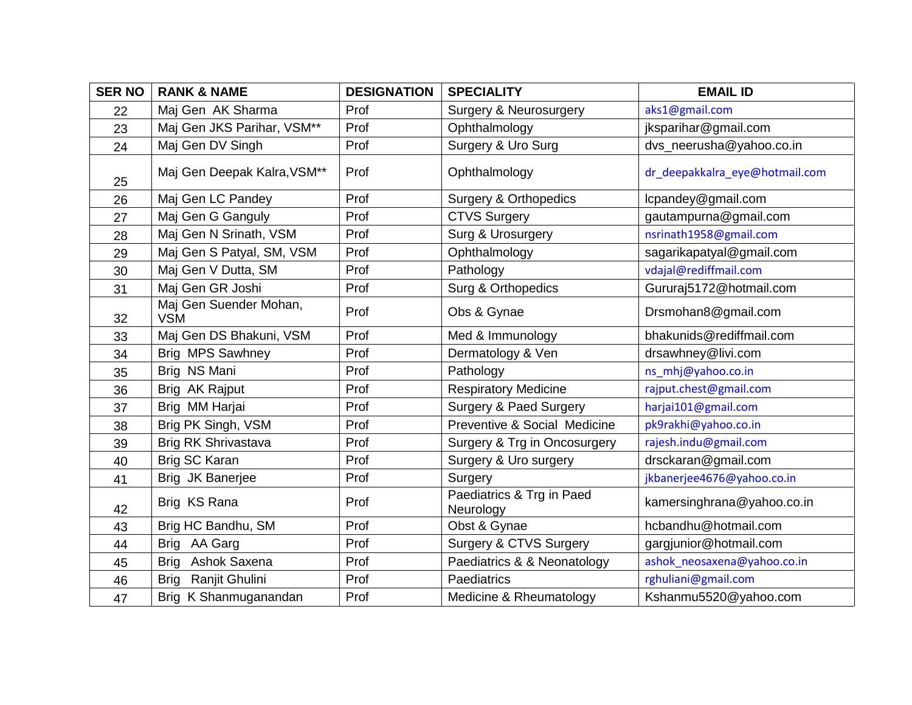| SER NO | RANK & NAME | DESIGNATION | SPECIALITY | EMAIL ID |
|---|---|---|---|---|
| 22 | Maj Gen AK Sharma | Prof | Surgery & Neurosurgery | aks1@gmail.com |
| 23 | Maj Gen JKS Parihar, VSM** | Prof | Ophthalmology | jksparihar@gmail.com |
| 24 | Maj Gen DV Singh | Prof | Surgery & Uro Surg | dvs_neerusha@yahoo.co.in |
| 25 | Maj Gen Deepak Kalra,VSM** | Prof | Ophthalmology | dr_deepakkalra_eye@hotmail.com |
| 26 | Maj Gen LC Pandey | Prof | Surgery & Orthopedics | lcpandey@gmail.com |
| 27 | Maj Gen G Ganguly | Prof | CTVS Surgery | gautampurna@gmail.com |
| 28 | Maj Gen N Srinath, VSM | Prof | Surg & Urosurgery | nsrinath1958@gmail.com |
| 29 | Maj Gen S Patyal, SM, VSM | Prof | Ophthalmology | sagarikapatyal@gmail.com |
| 30 | Maj Gen V Dutta, SM | Prof | Pathology | vdajal@rediffmail.com |
| 31 | Maj Gen GR Joshi | Prof | Surg & Orthopedics | Gururaj5172@hotmail.com |
| 32 | Maj Gen Suender Mohan, VSM | Prof | Obs & Gynae | Drsmohan8@gmail.com |
| 33 | Maj Gen DS Bhakuni, VSM | Prof | Med & Immunology | bhakunids@rediffmail.com |
| 34 | Brig MPS Sawhney | Prof | Dermatology & Ven | drsawhney@livi.com |
| 35 | Brig NS Mani | Prof | Pathology | ns_mhj@yahoo.co.in |
| 36 | Brig AK Rajput | Prof | Respiratory Medicine | rajput.chest@gmail.com |
| 37 | Brig MM Harjai | Prof | Surgery & Paed Surgery | harjai101@gmail.com |
| 38 | Brig PK Singh, VSM | Prof | Preventive & Social Medicine | pk9rakhi@yahoo.co.in |
| 39 | Brig RK Shrivastava | Prof | Surgery & Trg in Oncosurgery | rajesh.indu@gmail.com |
| 40 | Brig SC Karan | Prof | Surgery & Uro surgery | drsckaran@gmail.com |
| 41 | Brig JK Banerjee | Prof | Surgery | jkbanerjee4676@yahoo.co.in |
| 42 | Brig KS Rana | Prof | Paediatrics & Trg in Paed Neurology | kamersinghrana@yahoo.co.in |
| 43 | Brig HC Bandhu, SM | Prof | Obst & Gynae | hcbandhu@hotmail.com |
| 44 | Brig AA Garg | Prof | Surgery & CTVS Surgery | gargjunior@hotmail.com |
| 45 | Brig Ashok Saxena | Prof | Paediatrics & & Neonatology | ashok_neosaxena@yahoo.co.in |
| 46 | Brig Ranjit Ghulini | Prof | Paediatrics | rghuliani@gmail.com |
| 47 | Brig K Shanmuganandan | Prof | Medicine & Rheumatology | Kshanmu5520@yahoo.com |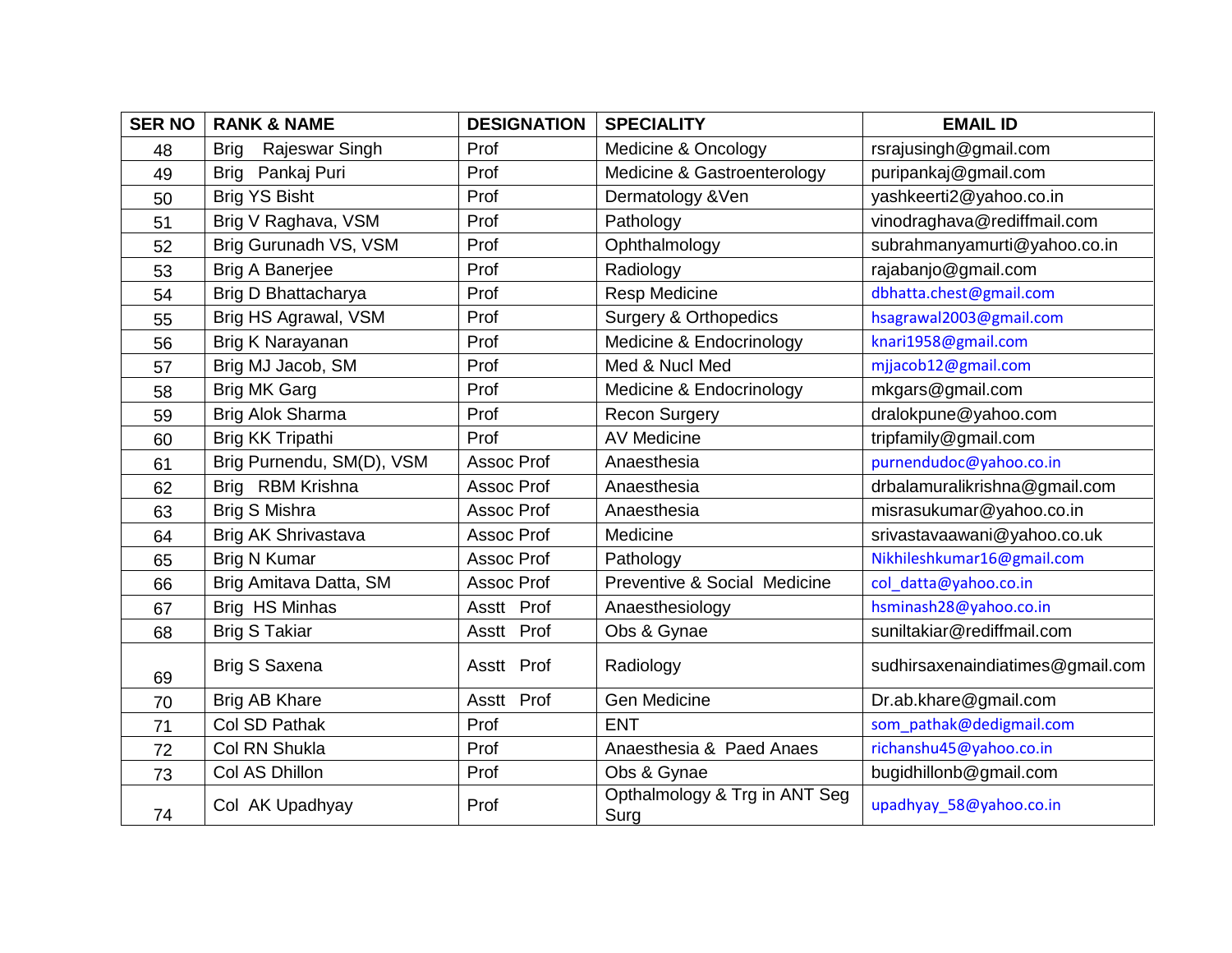| SER NO | RANK & NAME | DESIGNATION | SPECIALITY | EMAIL ID |
|---|---|---|---|---|
| 48 | Brig Rajeswar Singh | Prof | Medicine & Oncology | rsrajusingh@gmail.com |
| 49 | Brig Pankaj Puri | Prof | Medicine & Gastroenterology | puripankaj@gmail.com |
| 50 | Brig YS Bisht | Prof | Dermatology &Ven | yashkeerti2@yahoo.co.in |
| 51 | Brig V Raghava, VSM | Prof | Pathology | vinodraghava@rediffmail.com |
| 52 | Brig Gurunadh VS, VSM | Prof | Ophthalmology | subrahmanyamurti@yahoo.co.in |
| 53 | Brig A Banerjee | Prof | Radiology | rajabanjo@gmail.com |
| 54 | Brig D Bhattacharya | Prof | Resp Medicine | dbhatta.chest@gmail.com |
| 55 | Brig HS Agrawal, VSM | Prof | Surgery & Orthopedics | hsagrawal2003@gmail.com |
| 56 | Brig K Narayanan | Prof | Medicine & Endocrinology | knari1958@gmail.com |
| 57 | Brig MJ Jacob, SM | Prof | Med & Nucl Med | mjjacob12@gmail.com |
| 58 | Brig MK Garg | Prof | Medicine & Endocrinology | mkgars@gmail.com |
| 59 | Brig Alok Sharma | Prof | Recon Surgery | dralokpune@yahoo.com |
| 60 | Brig KK Tripathi | Prof | AV Medicine | tripfamily@gmail.com |
| 61 | Brig Purnendu, SM(D), VSM | Assoc Prof | Anaesthesia | purnendudoc@yahoo.co.in |
| 62 | Brig RBM Krishna | Assoc Prof | Anaesthesia | drbalamuralikrishna@gmail.com |
| 63 | Brig S Mishra | Assoc Prof | Anaesthesia | misrasukumar@yahoo.co.in |
| 64 | Brig AK Shrivastava | Assoc Prof | Medicine | srivastavaawani@yahoo.co.uk |
| 65 | Brig N Kumar | Assoc Prof | Pathology | Nikhileshkumar16@gmail.com |
| 66 | Brig Amitava Datta, SM | Assoc Prof | Preventive & Social Medicine | col_datta@yahoo.co.in |
| 67 | Brig HS Minhas | Asstt Prof | Anaesthesiology | hsminash28@yahoo.co.in |
| 68 | Brig S Takiar | Asstt Prof | Obs & Gynae | suniltakiar@rediffmail.com |
| 69 | Brig S Saxena | Asstt Prof | Radiology | sudhirsaxenaindiatimes@gmail.com |
| 70 | Brig AB Khare | Asstt Prof | Gen Medicine | Dr.ab.khare@gmail.com |
| 71 | Col SD Pathak | Prof | ENT | som_pathak@dedigmail.com |
| 72 | Col RN Shukla | Prof | Anaesthesia & Paed Anaes | richanshu45@yahoo.co.in |
| 73 | Col AS Dhillon | Prof | Obs & Gynae | bugidhillonb@gmail.com |
| 74 | Col AK Upadhyay | Prof | Opthalmology & Trg in ANT Seg Surg | upadhyay_58@yahoo.co.in |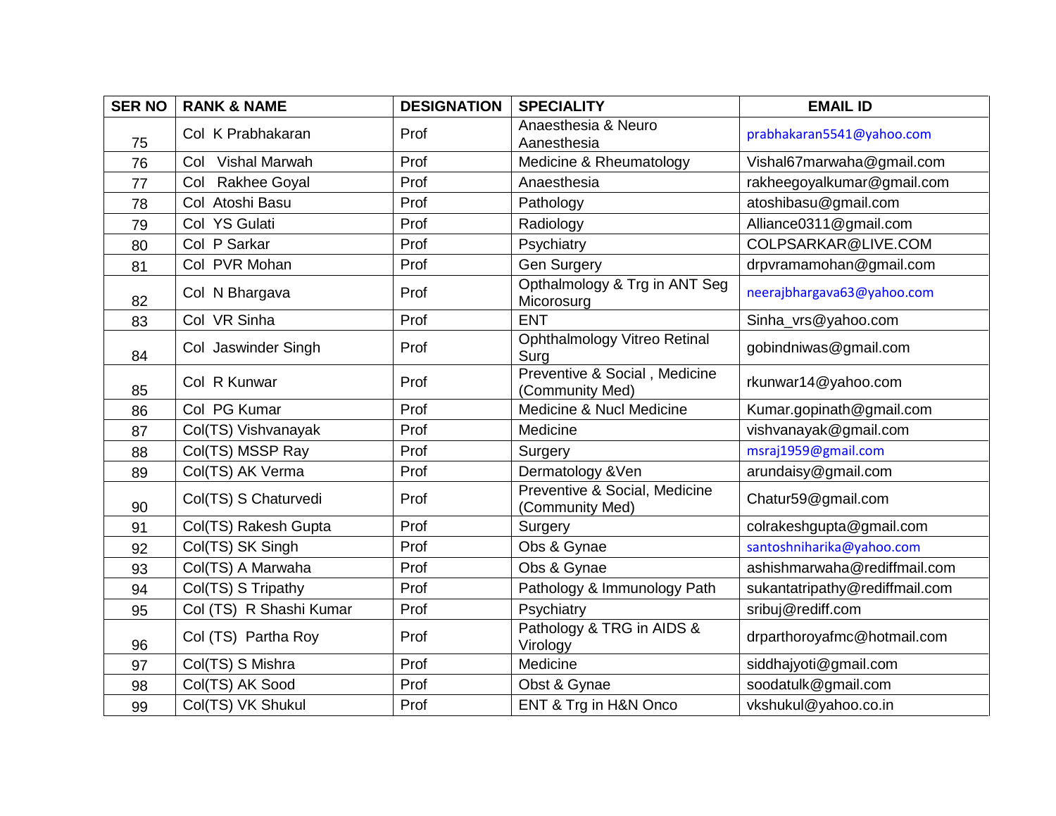| SER NO | RANK & NAME | DESIGNATION | SPECIALITY | EMAIL ID |
|---|---|---|---|---|
| 75 | Col K Prabhakaran | Prof | Anaesthesia & Neuro Aanesthesia | prabhakaran5541@yahoo.com |
| 76 | Col Vishal Marwah | Prof | Medicine & Rheumatology | Vishal67marwaha@gmail.com |
| 77 | Col Rakhee Goyal | Prof | Anaesthesia | rakheegoyalkumar@gmail.com |
| 78 | Col Atoshi Basu | Prof | Pathology | atoshibasu@gmail.com |
| 79 | Col YS Gulati | Prof | Radiology | Alliance0311@gmail.com |
| 80 | Col P Sarkar | Prof | Psychiatry | COLPSARKAR@LIVE.COM |
| 81 | Col PVR Mohan | Prof | Gen Surgery | drpvramamohan@gmail.com |
| 82 | Col N Bhargava | Prof | Opthalmology & Trg in ANT Seg Micorosurg | neerajbhargava63@yahoo.com |
| 83 | Col VR Sinha | Prof | ENT | Sinha_vrs@yahoo.com |
| 84 | Col Jaswinder Singh | Prof | Ophthalmology Vitreo Retinal Surg | gobindniwas@gmail.com |
| 85 | Col R Kunwar | Prof | Preventive & Social , Medicine (Community Med) | rkunwar14@yahoo.com |
| 86 | Col PG Kumar | Prof | Medicine & Nucl Medicine | Kumar.gopinath@gmail.com |
| 87 | Col(TS) Vishvanayak | Prof | Medicine | vishvanayak@gmail.com |
| 88 | Col(TS) MSSP Ray | Prof | Surgery | msraj1959@gmail.com |
| 89 | Col(TS) AK Verma | Prof | Dermatology &Ven | arundaisy@gmail.com |
| 90 | Col(TS) S Chaturvedi | Prof | Preventive & Social, Medicine (Community Med) | Chatur59@gmail.com |
| 91 | Col(TS) Rakesh Gupta | Prof | Surgery | colrakeshgupta@gmail.com |
| 92 | Col(TS) SK Singh | Prof | Obs & Gynae | santoshniharika@yahoo.com |
| 93 | Col(TS) A Marwaha | Prof | Obs & Gynae | ashishmarwaha@rediffmail.com |
| 94 | Col(TS) S Tripathy | Prof | Pathology & Immunology Path | sukantatripathy@rediffmail.com |
| 95 | Col (TS) R Shashi Kumar | Prof | Psychiatry | sribuj@rediff.com |
| 96 | Col (TS) Partha Roy | Prof | Pathology & TRG in AIDS & Virology | drparthoroyafmc@hotmail.com |
| 97 | Col(TS) S Mishra | Prof | Medicine | siddhajyoti@gmail.com |
| 98 | Col(TS) AK Sood | Prof | Obst & Gynae | soodatulk@gmail.com |
| 99 | Col(TS) VK Shukul | Prof | ENT & Trg in H&N Onco | vkshukul@yahoo.co.in |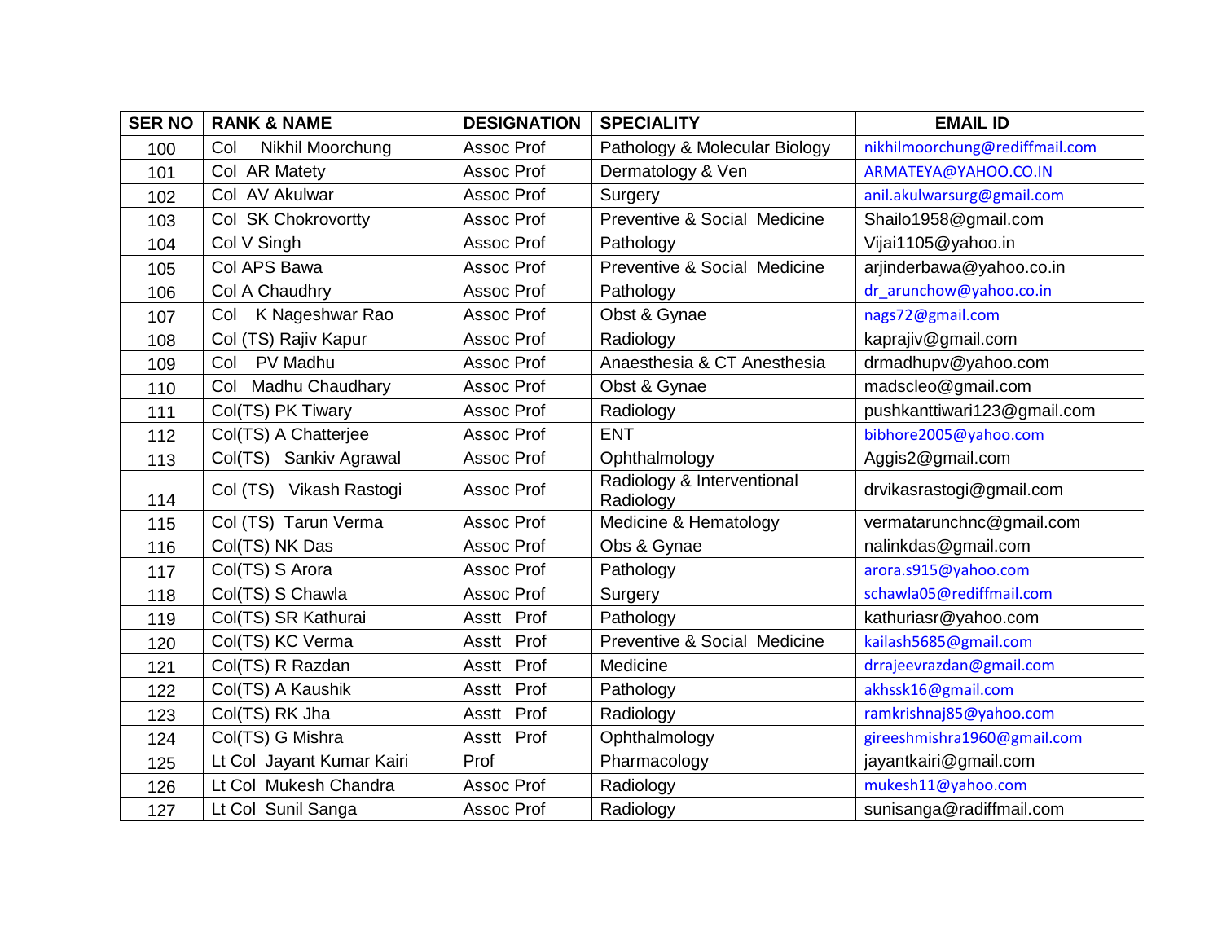| SER NO | RANK & NAME | DESIGNATION | SPECIALITY | EMAIL ID |
|---|---|---|---|---|
| 100 | Col Nikhil Moorchung | Assoc Prof | Pathology & Molecular Biology | nikhilmoorchung@rediffmail.com |
| 101 | Col AR Matety | Assoc Prof | Dermatology & Ven | ARMATEYA@YAHOO.CO.IN |
| 102 | Col AV Akulwar | Assoc Prof | Surgery | anil.akulwarsurg@gmail.com |
| 103 | Col SK Chokrovortty | Assoc Prof | Preventive & Social Medicine | Shailo1958@gmail.com |
| 104 | Col V Singh | Assoc Prof | Pathology | Vijai1105@yahoo.in |
| 105 | Col APS Bawa | Assoc Prof | Preventive & Social Medicine | arjinderbawa@yahoo.co.in |
| 106 | Col A Chaudhry | Assoc Prof | Pathology | dr_arunchow@yahoo.co.in |
| 107 | Col K Nageshwar Rao | Assoc Prof | Obst & Gynae | nags72@gmail.com |
| 108 | Col (TS) Rajiv Kapur | Assoc Prof | Radiology | kaprajiv@gmail.com |
| 109 | Col PV Madhu | Assoc Prof | Anaesthesia & CT Anesthesia | drmadhupv@yahoo.com |
| 110 | Col Madhu Chaudhary | Assoc Prof | Obst & Gynae | madscleo@gmail.com |
| 111 | Col(TS) PK Tiwary | Assoc Prof | Radiology | pushkanttiwari123@gmail.com |
| 112 | Col(TS) A Chatterjee | Assoc Prof | ENT | bibhore2005@yahoo.com |
| 113 | Col(TS) Sankiv Agrawal | Assoc Prof | Ophthalmology | Aggis2@gmail.com |
| 114 | Col (TS) Vikash Rastogi | Assoc Prof | Radiology & Interventional Radiology | drvikasrastogi@gmail.com |
| 115 | Col (TS) Tarun Verma | Assoc Prof | Medicine & Hematology | vermatarunchnc@gmail.com |
| 116 | Col(TS) NK Das | Assoc Prof | Obs & Gynae | nalinkdas@gmail.com |
| 117 | Col(TS) S Arora | Assoc Prof | Pathology | arora.s915@yahoo.com |
| 118 | Col(TS) S Chawla | Assoc Prof | Surgery | schawla05@rediffmail.com |
| 119 | Col(TS) SR Kathurai | Asstt Prof | Pathology | kathuriasr@yahoo.com |
| 120 | Col(TS) KC Verma | Asstt Prof | Preventive & Social Medicine | kailash5685@gmail.com |
| 121 | Col(TS) R Razdan | Asstt Prof | Medicine | drrajeevrazdan@gmail.com |
| 122 | Col(TS) A Kaushik | Asstt Prof | Pathology | akhssk16@gmail.com |
| 123 | Col(TS) RK Jha | Asstt Prof | Radiology | ramkrishnaj85@yahoo.com |
| 124 | Col(TS) G Mishra | Asstt Prof | Ophthalmology | gireeshmishra1960@gmail.com |
| 125 | Lt Col Jayant Kumar Kairi | Prof | Pharmacology | jayantkairi@gmail.com |
| 126 | Lt Col Mukesh Chandra | Assoc Prof | Radiology | mukesh11@yahoo.com |
| 127 | Lt Col Sunil Sanga | Assoc Prof | Radiology | sunisanga@radiffmail.com |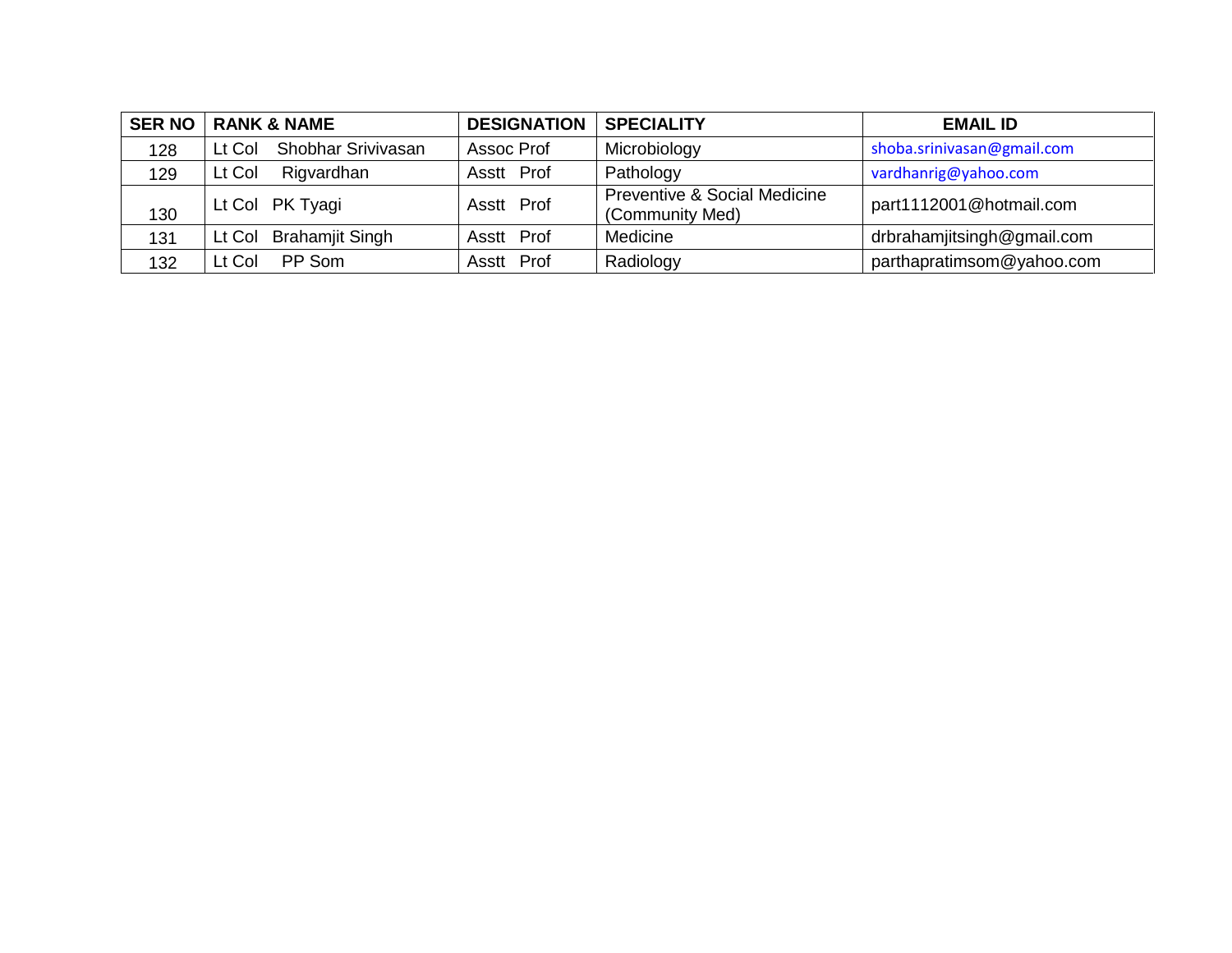| SER NO | RANK & NAME | DESIGNATION | SPECIALITY | EMAIL ID |
|---|---|---|---|---|
| 128 | Lt Col Shobhar Srivivasan | Assoc Prof | Microbiology | shoba.srinivasan@gmail.com |
| 129 | Lt Col Rigvardhan | Asstt Prof | Pathology | vardhanrig@yahoo.com |
| 130 | Lt Col PK Tyagi | Asstt Prof | Preventive & Social Medicine (Community Med) | part1112001@hotmail.com |
| 131 | Lt Col Brahamjit Singh | Asstt Prof | Medicine | drbrahamjitsingh@gmail.com |
| 132 | Lt Col PP Som | Asstt Prof | Radiology | parthapratimsom@yahoo.com |